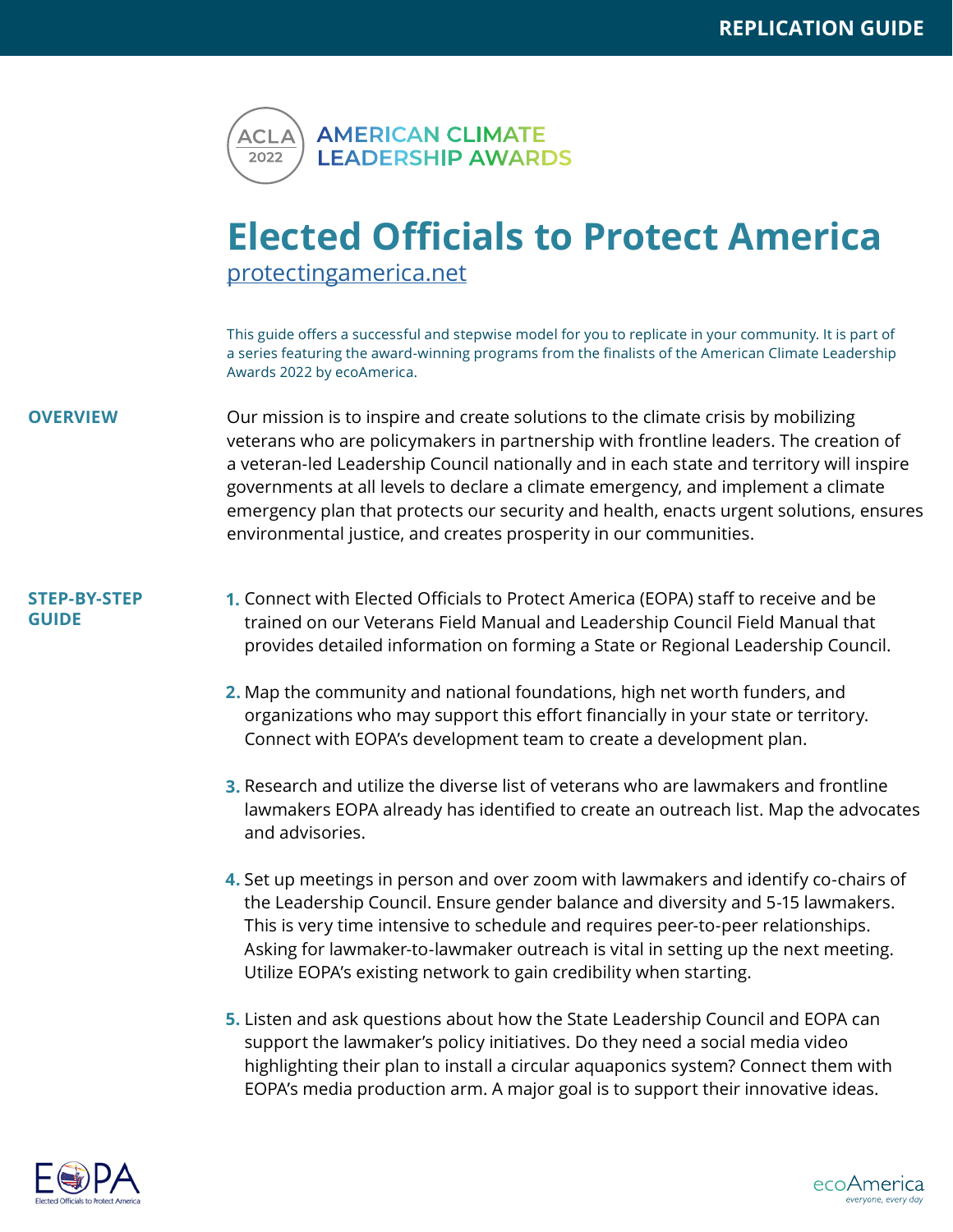REPLICATION GUIDE

ACLA 2022 AMERICAN CLIMATE LEADERSHIP AWARDS

# Elected Officials to Protect America

protectingamerica.net

This guide offers a successful and stepwise model for you to replicate in your community. It is part of a series featuring the award-winning programs from the finalists of the American Climate Leadership Awards 2022 by ecoAmerica.

## OVERVIEW

Our mission is to inspire and create solutions to the climate crisis by mobilizing veterans who are policymakers in partnership with frontline leaders. The creation of a veteran-led Leadership Council nationally and in each state and territory will inspire governments at all levels to declare a climate emergency, and implement a climate emergency plan that protects our security and health, enacts urgent solutions, ensures environmental justice, and creates prosperity in our communities.

## STEP-BY-STEP GUIDE

1. Connect with Elected Officials to Protect America (EOPA) staff to receive and be trained on our Veterans Field Manual and Leadership Council Field Manual that provides detailed information on forming a State or Regional Leadership Council.

2. Map the community and national foundations, high net worth funders, and organizations who may support this effort financially in your state or territory. Connect with EOPA's development team to create a development plan.

3. Research and utilize the diverse list of veterans who are lawmakers and frontline lawmakers EOPA already has identified to create an outreach list. Map the advocates and advisories.

4. Set up meetings in person and over zoom with lawmakers and identify co-chairs of the Leadership Council. Ensure gender balance and diversity and 5-15 lawmakers. This is very time intensive to schedule and requires peer-to-peer relationships. Asking for lawmaker-to-lawmaker outreach is vital in setting up the next meeting. Utilize EOPA's existing network to gain credibility when starting.

5. Listen and ask questions about how the State Leadership Council and EOPA can support the lawmaker's policy initiatives. Do they need a social media video highlighting their plan to install a circular aquaponics system? Connect them with EOPA's media production arm. A major goal is to support their innovative ideas.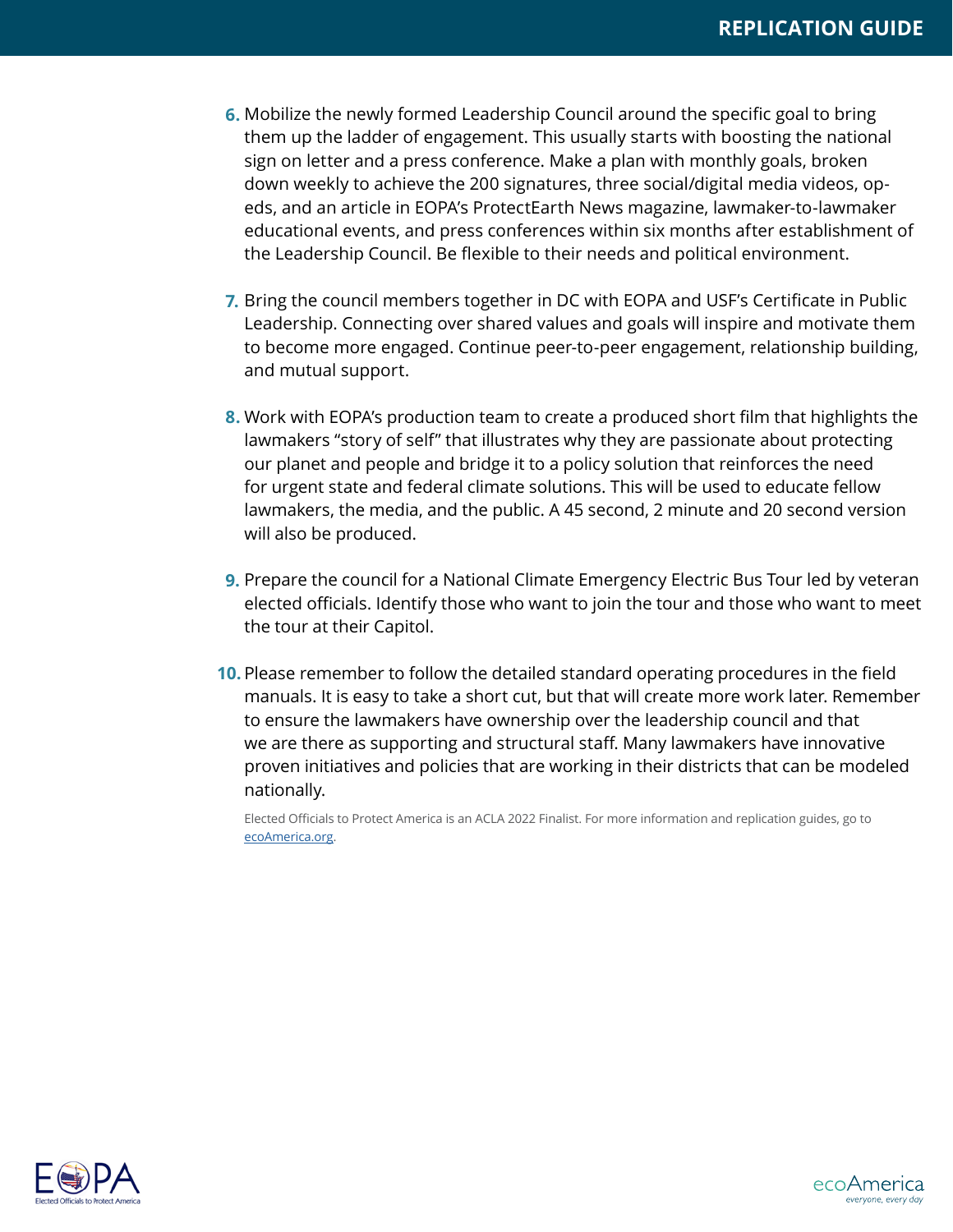6. Mobilize the newly formed Leadership Council around the specific goal to bring them up the ladder of engagement. This usually starts with boosting the national sign on letter and a press conference. Make a plan with monthly goals, broken down weekly to achieve the 200 signatures, three social/digital media videos, op-eds, and an article in EOPA's ProtectEarth News magazine, lawmaker-to-lawmaker educational events, and press conferences within six months after establishment of the Leadership Council. Be flexible to their needs and political environment.

7. Bring the council members together in DC with EOPA and USF's Certificate in Public Leadership. Connecting over shared values and goals will inspire and motivate them to become more engaged. Continue peer-to-peer engagement, relationship building, and mutual support.

8. Work with EOPA's production team to create a produced short film that highlights the lawmakers "story of self" that illustrates why they are passionate about protecting our planet and people and bridge it to a policy solution that reinforces the need for urgent state and federal climate solutions. This will be used to educate fellow lawmakers, the media, and the public. A 45 second, 2 minute and 20 second version will also be produced.

9. Prepare the council for a National Climate Emergency Electric Bus Tour led by veteran elected officials. Identify those who want to join the tour and those who want to meet the tour at their Capitol.

10. Please remember to follow the detailed standard operating procedures in the field manuals. It is easy to take a short cut, but that will create more work later. Remember to ensure the lawmakers have ownership over the leadership council and that we are there as supporting and structural staff. Many lawmakers have innovative proven initiatives and policies that are working in their districts that can be modeled nationally.

Elected Officials to Protect America is an ACLA 2022 Finalist. For more information and replication guides, go to ecoAmerica.org.